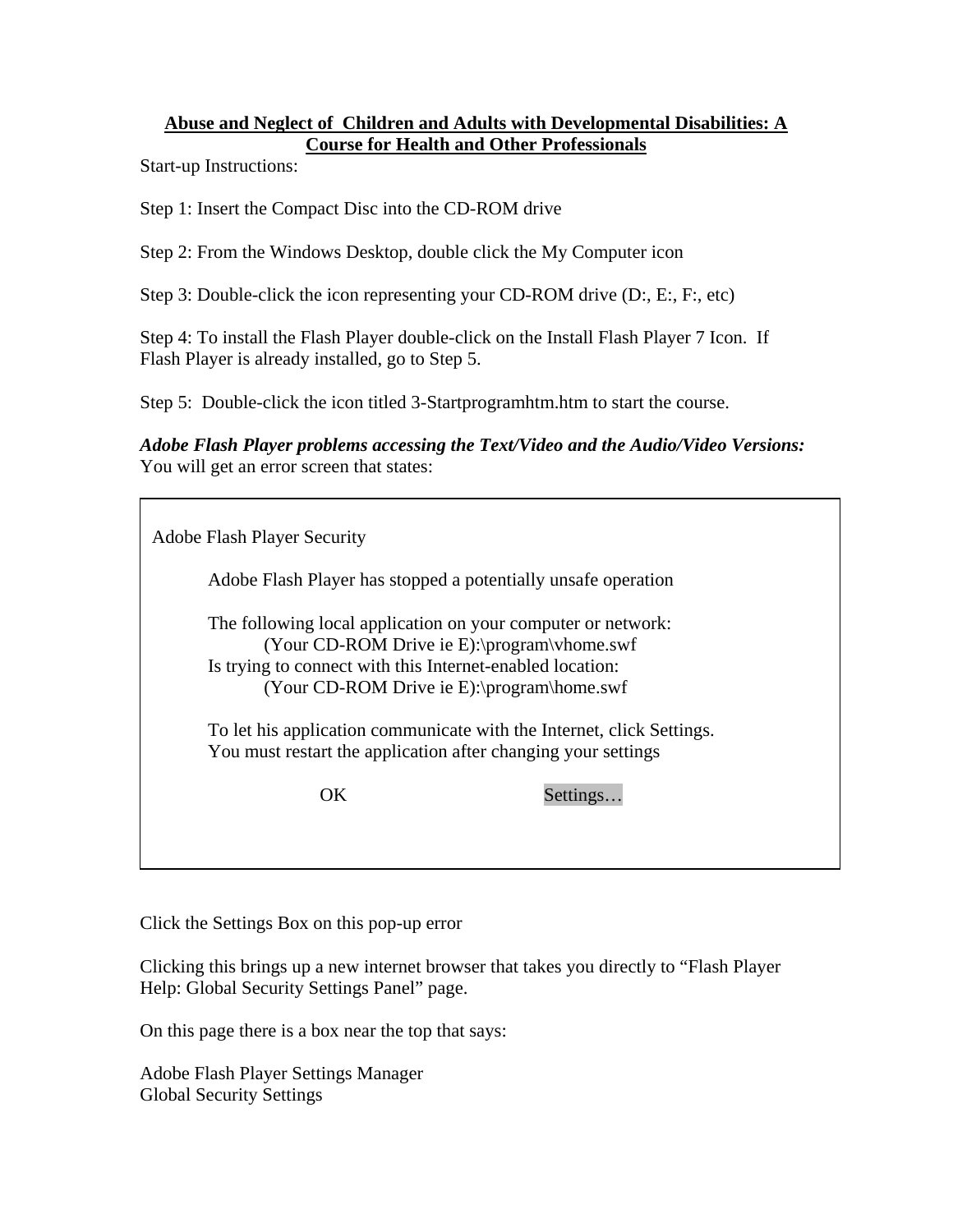**Abuse and Neglect of Children and Adults with Developmental Disabilities: A Course for Health and Other Professionals**

Start-up Instructions:

Step 1: Insert the Compact Disc into the CD-ROM drive

Step 2: From the Windows Desktop, double click the My Computer icon

Step 3: Double-click the icon representing your CD-ROM drive (D:, E:, F:, etc)

Step 4: To install the Flash Player double-click on the Install Flash Player 7 Icon. If Flash Player is already installed, go to Step 5.

Step 5: Double-click the icon titled 3-Startprogramhtm.htm to start the course.

***Adobe Flash Player problems accessing the Text/Video and the Audio/Video Versions:***
You will get an error screen that states:

> Adobe Flash Player Security
>
> Adobe Flash Player has stopped a potentially unsafe operation
>
> The following local application on your computer or network:
> (Your CD-ROM Drive ie E):\program\vhome.swf
> Is trying to connect with this Internet-enabled location:
> (Your CD-ROM Drive ie E):\program\home.swf
>
> To let his application communicate with the Internet, click Settings.
> You must restart the application after changing your settings
>
> OK Settings…

Click the Settings Box on this pop-up error

Clicking this brings up a new internet browser that takes you directly to "Flash Player Help: Global Security Settings Panel" page.

On this page there is a box near the top that says:

Adobe Flash Player Settings Manager
Global Security Settings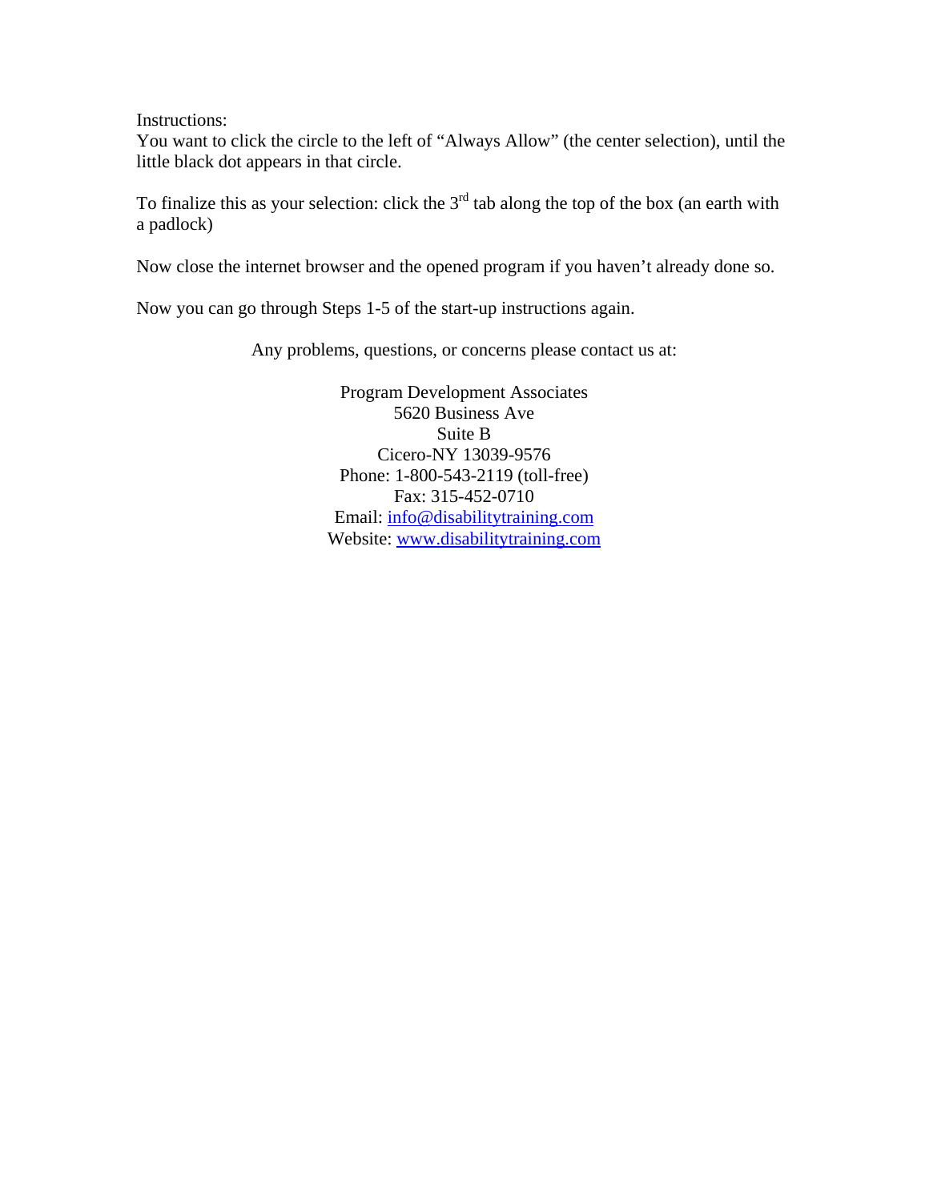Instructions:
You want to click the circle to the left of "Always Allow" (the center selection), until the little black dot appears in that circle.

To finalize this as your selection: click the 3rd tab along the top of the box (an earth with a padlock)

Now close the internet browser and the opened program if you haven't already done so.

Now you can go through Steps 1-5 of the start-up instructions again.

Any problems, questions, or concerns please contact us at:

Program Development Associates
5620 Business Ave
Suite B
Cicero-NY 13039-9576
Phone: 1-800-543-2119 (toll-free)
Fax: 315-452-0710
Email: info@disabilitytraining.com
Website: www.disabilitytraining.com